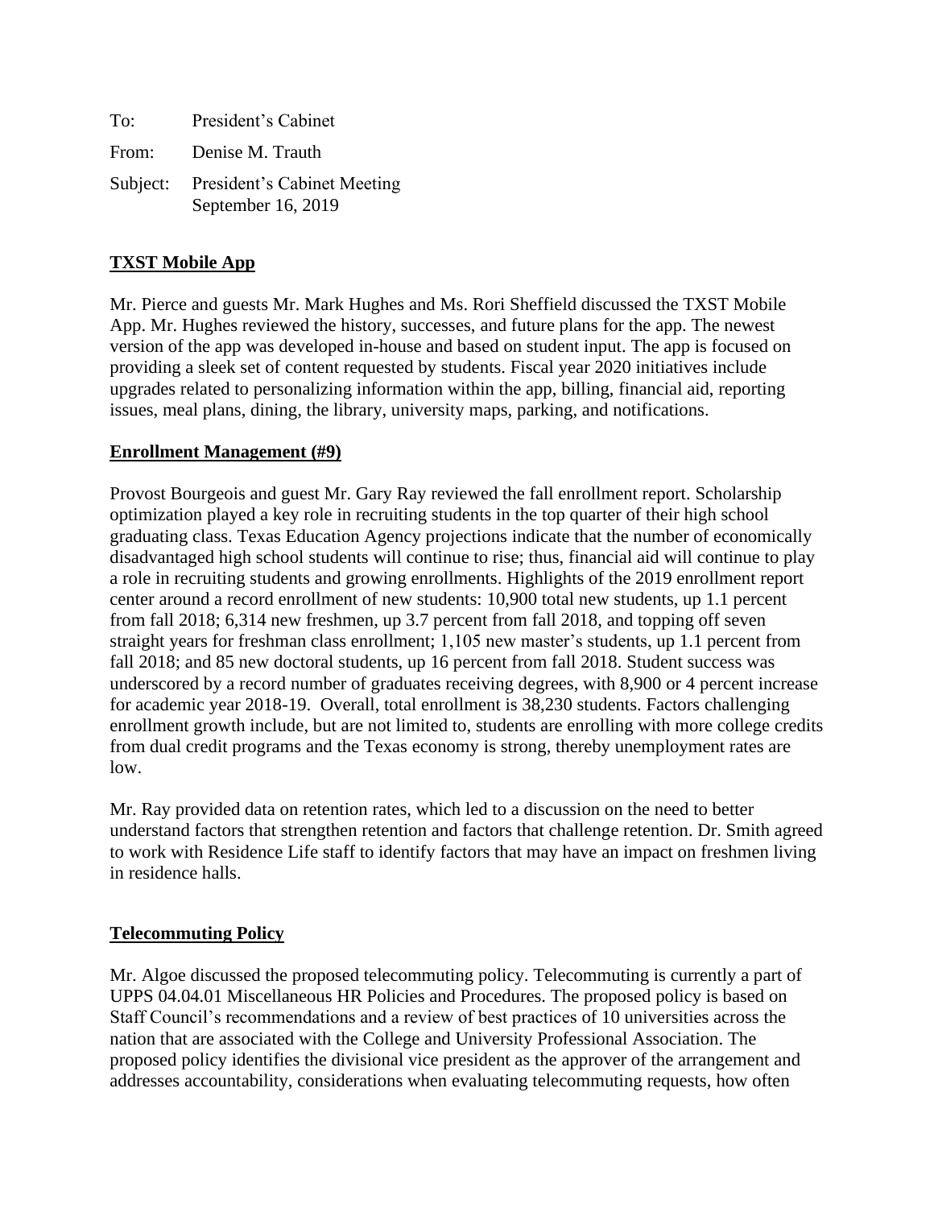To: President's Cabinet

From: Denise M. Trauth

Subject: President's Cabinet Meeting
September 16, 2019

**TXST Mobile App**

Mr. Pierce and guests Mr. Mark Hughes and Ms. Rori Sheffield discussed the TXST Mobile App. Mr. Hughes reviewed the history, successes, and future plans for the app. The newest version of the app was developed in-house and based on student input. The app is focused on providing a sleek set of content requested by students. Fiscal year 2020 initiatives include upgrades related to personalizing information within the app, billing, financial aid, reporting issues, meal plans, dining, the library, university maps, parking, and notifications.

**Enrollment Management (#9)**

Provost Bourgeois and guest Mr. Gary Ray reviewed the fall enrollment report. Scholarship optimization played a key role in recruiting students in the top quarter of their high school graduating class. Texas Education Agency projections indicate that the number of economically disadvantaged high school students will continue to rise; thus, financial aid will continue to play a role in recruiting students and growing enrollments. Highlights of the 2019 enrollment report center around a record enrollment of new students: 10,900 total new students, up 1.1 percent from fall 2018; 6,314 new freshmen, up 3.7 percent from fall 2018, and topping off seven straight years for freshman class enrollment; 1,105 new master's students, up 1.1 percent from fall 2018; and 85 new doctoral students, up 16 percent from fall 2018. Student success was underscored by a record number of graduates receiving degrees, with 8,900 or 4 percent increase for academic year 2018-19. Overall, total enrollment is 38,230 students. Factors challenging enrollment growth include, but are not limited to, students are enrolling with more college credits from dual credit programs and the Texas economy is strong, thereby unemployment rates are low.

Mr. Ray provided data on retention rates, which led to a discussion on the need to better understand factors that strengthen retention and factors that challenge retention. Dr. Smith agreed to work with Residence Life staff to identify factors that may have an impact on freshmen living in residence halls.

**Telecommuting Policy**

Mr. Algoe discussed the proposed telecommuting policy. Telecommuting is currently a part of UPPS 04.04.01 Miscellaneous HR Policies and Procedures. The proposed policy is based on Staff Council's recommendations and a review of best practices of 10 universities across the nation that are associated with the College and University Professional Association. The proposed policy identifies the divisional vice president as the approver of the arrangement and addresses accountability, considerations when evaluating telecommuting requests, how often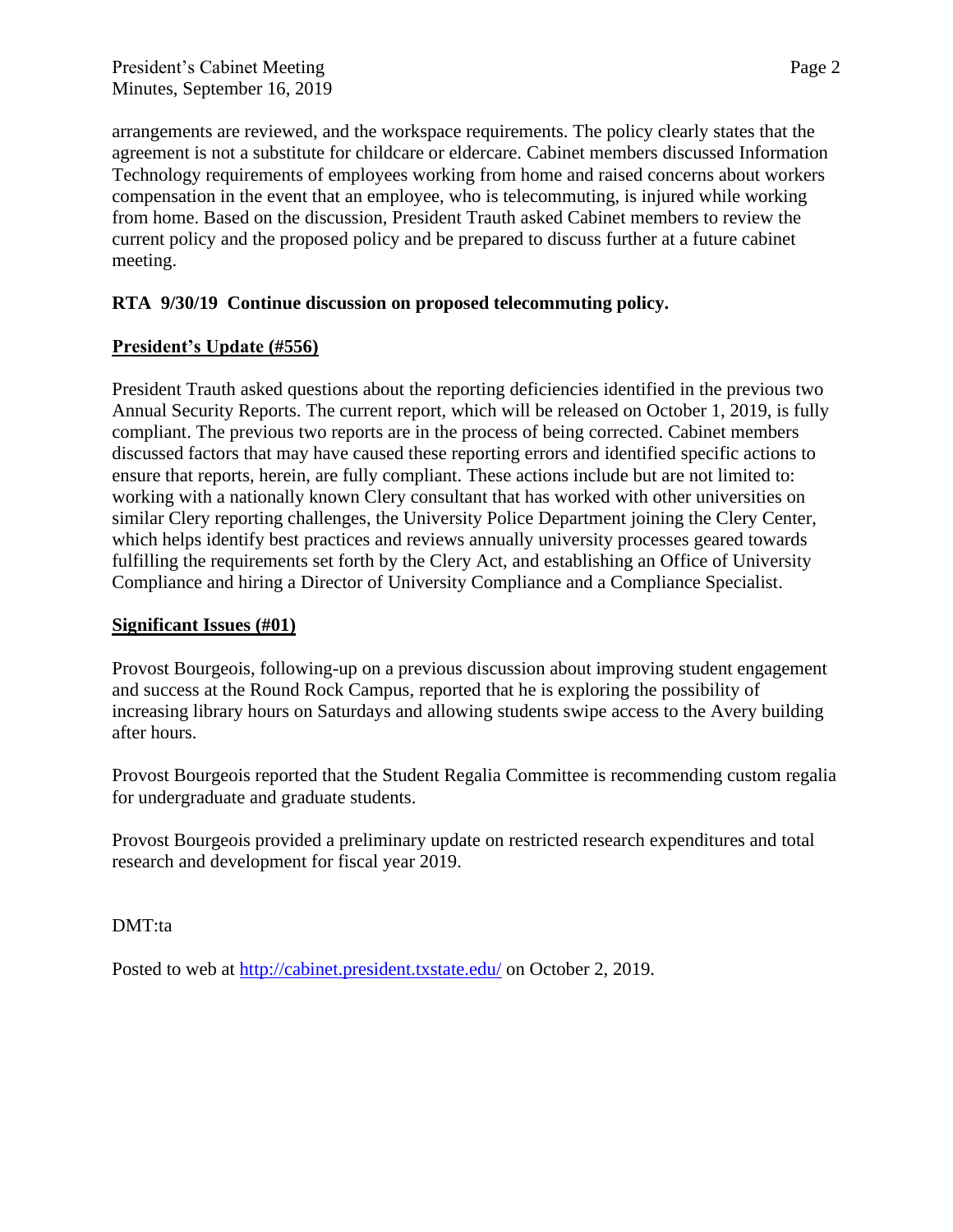arrangements are reviewed, and the workspace requirements. The policy clearly states that the agreement is not a substitute for childcare or eldercare. Cabinet members discussed Information Technology requirements of employees working from home and raised concerns about workers compensation in the event that an employee, who is telecommuting, is injured while working from home. Based on the discussion, President Trauth asked Cabinet members to review the current policy and the proposed policy and be prepared to discuss further at a future cabinet meeting.

**RTA 9/30/19 Continue discussion on proposed telecommuting policy.**

**<u>President's Update (#556)</u>**

President Trauth asked questions about the reporting deficiencies identified in the previous two Annual Security Reports. The current report, which will be released on October 1, 2019, is fully compliant. The previous two reports are in the process of being corrected. Cabinet members discussed factors that may have caused these reporting errors and identified specific actions to ensure that reports, herein, are fully compliant. These actions include but are not limited to: working with a nationally known Clery consultant that has worked with other universities on similar Clery reporting challenges, the University Police Department joining the Clery Center, which helps identify best practices and reviews annually university processes geared towards fulfilling the requirements set forth by the Clery Act, and establishing an Office of University Compliance and hiring a Director of University Compliance and a Compliance Specialist.

**<u>Significant Issues (#01)</u>**

Provost Bourgeois, following-up on a previous discussion about improving student engagement and success at the Round Rock Campus, reported that he is exploring the possibility of increasing library hours on Saturdays and allowing students swipe access to the Avery building after hours.

Provost Bourgeois reported that the Student Regalia Committee is recommending custom regalia for undergraduate and graduate students.

Provost Bourgeois provided a preliminary update on restricted research expenditures and total research and development for fiscal year 2019.

DMT:ta

Posted to web at [http://cabinet.president.txstate.edu/](http://cabinet.president.txstate.edu/) on October 2, 2019.